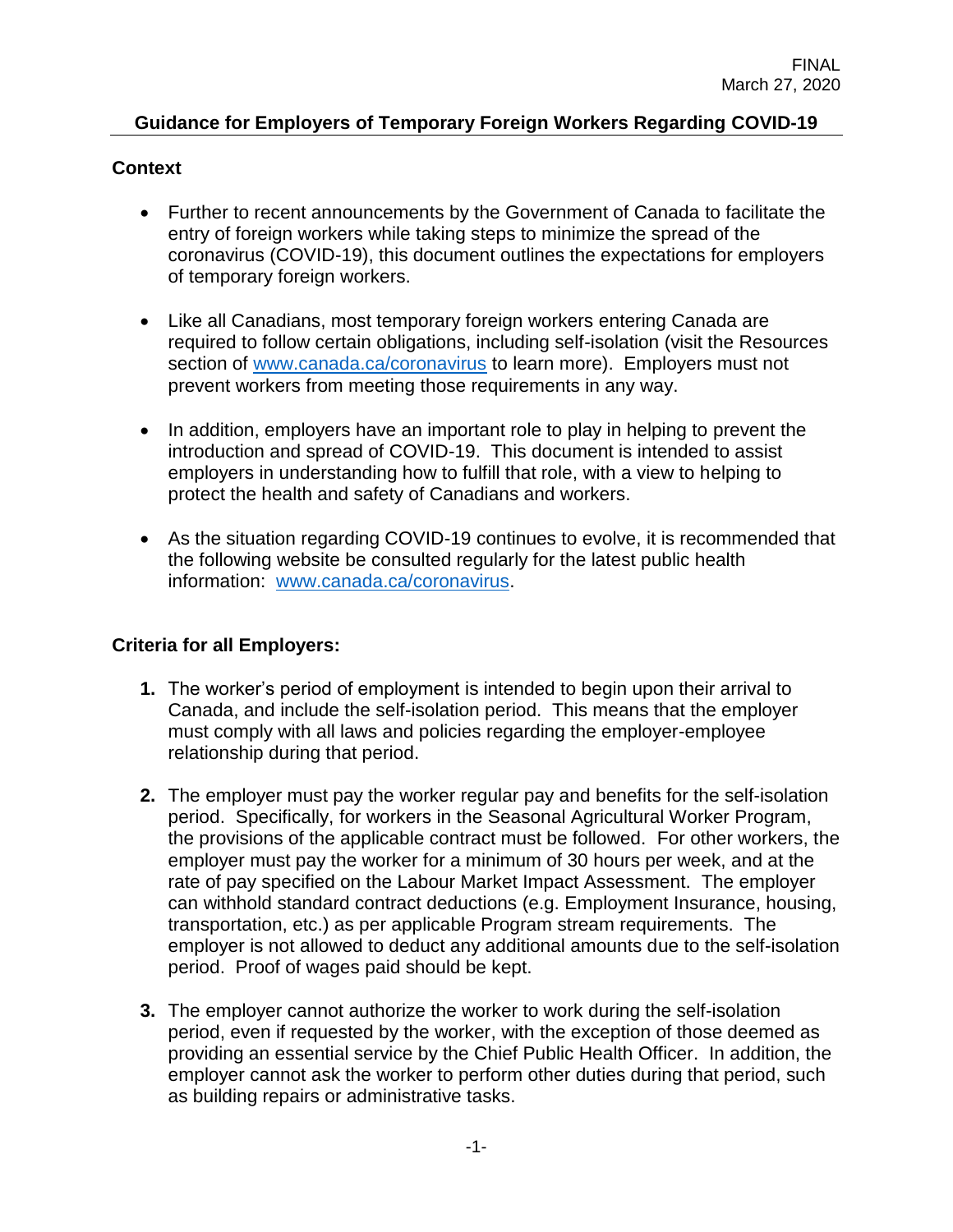FINAL
March 27, 2020

# Guidance for Employers of Temporary Foreign Workers Regarding COVID-19

## Context

- Further to recent announcements by the Government of Canada to facilitate the entry of foreign workers while taking steps to minimize the spread of the coronavirus (COVID-19), this document outlines the expectations for employers of temporary foreign workers.

- Like all Canadians, most temporary foreign workers entering Canada are required to follow certain obligations, including self-isolation (visit the Resources section of www.canada.ca/coronavirus to learn more). Employers must not prevent workers from meeting those requirements in any way.

- In addition, employers have an important role to play in helping to prevent the introduction and spread of COVID-19. This document is intended to assist employers in understanding how to fulfill that role, with a view to helping to protect the health and safety of Canadians and workers.

- As the situation regarding COVID-19 continues to evolve, it is recommended that the following website be consulted regularly for the latest public health information: www.canada.ca/coronavirus.

## Criteria for all Employers:

1. The worker's period of employment is intended to begin upon their arrival to Canada, and include the self-isolation period. This means that the employer must comply with all laws and policies regarding the employer-employee relationship during that period.

2. The employer must pay the worker regular pay and benefits for the self-isolation period. Specifically, for workers in the Seasonal Agricultural Worker Program, the provisions of the applicable contract must be followed. For other workers, the employer must pay the worker for a minimum of 30 hours per week, and at the rate of pay specified on the Labour Market Impact Assessment. The employer can withhold standard contract deductions (e.g. Employment Insurance, housing, transportation, etc.) as per applicable Program stream requirements. The employer is not allowed to deduct any additional amounts due to the self-isolation period. Proof of wages paid should be kept.

3. The employer cannot authorize the worker to work during the self-isolation period, even if requested by the worker, with the exception of those deemed as providing an essential service by the Chief Public Health Officer. In addition, the employer cannot ask the worker to perform other duties during that period, such as building repairs or administrative tasks.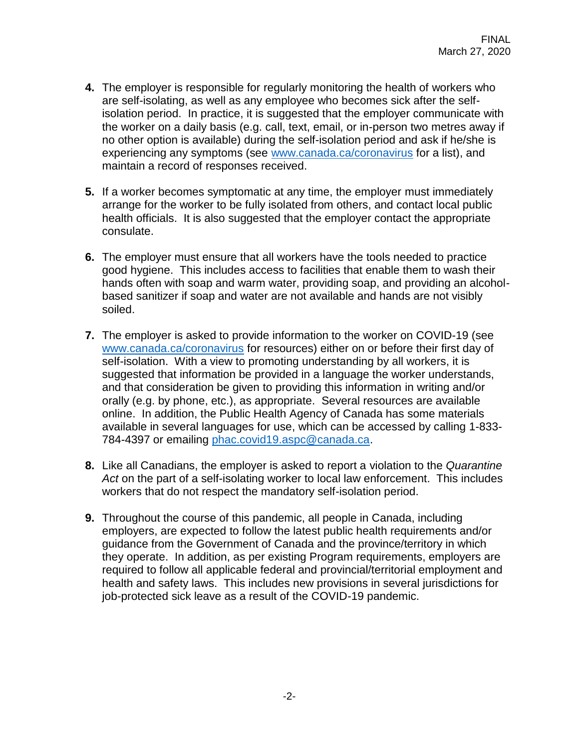FINAL
March 27, 2020

4. The employer is responsible for regularly monitoring the health of workers who are self-isolating, as well as any employee who becomes sick after the self-isolation period. In practice, it is suggested that the employer communicate with the worker on a daily basis (e.g. call, text, email, or in-person two metres away if no other option is available) during the self-isolation period and ask if he/she is experiencing any symptoms (see [www.canada.ca/coronavirus](www.canada.ca/coronavirus) for a list), and maintain a record of responses received.

5. If a worker becomes symptomatic at any time, the employer must immediately arrange for the worker to be fully isolated from others, and contact local public health officials. It is also suggested that the employer contact the appropriate consulate.

6. The employer must ensure that all workers have the tools needed to practice good hygiene. This includes access to facilities that enable them to wash their hands often with soap and warm water, providing soap, and providing an alcohol-based sanitizer if soap and water are not available and hands are not visibly soiled.

7. The employer is asked to provide information to the worker on COVID-19 (see [www.canada.ca/coronavirus](www.canada.ca/coronavirus) for resources) either on or before their first day of self-isolation. With a view to promoting understanding by all workers, it is suggested that information be provided in a language the worker understands, and that consideration be given to providing this information in writing and/or orally (e.g. by phone, etc.), as appropriate. Several resources are available online. In addition, the Public Health Agency of Canada has some materials available in several languages for use, which can be accessed by calling 1-833-784-4397 or emailing [phac.covid19.aspc@canada.ca](mailto:phac.covid19.aspc@canada.ca).

8. Like all Canadians, the employer is asked to report a violation to the *Quarantine Act* on the part of a self-isolating worker to local law enforcement. This includes workers that do not respect the mandatory self-isolation period.

9. Throughout the course of this pandemic, all people in Canada, including employers, are expected to follow the latest public health requirements and/or guidance from the Government of Canada and the province/territory in which they operate. In addition, as per existing Program requirements, employers are required to follow all applicable federal and provincial/territorial employment and health and safety laws. This includes new provisions in several jurisdictions for job-protected sick leave as a result of the COVID-19 pandemic.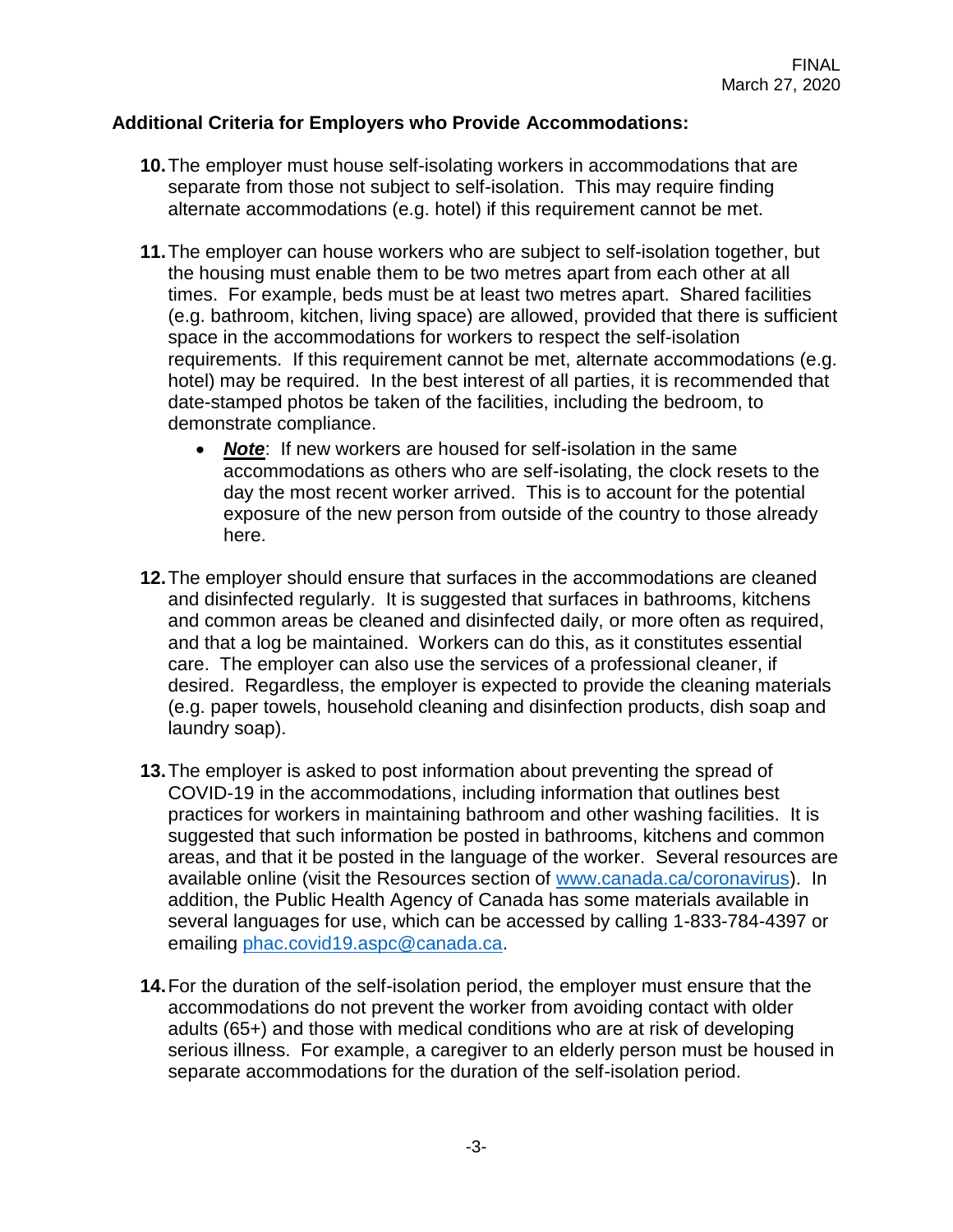**Additional Criteria for Employers who Provide Accommodations:**

10. The employer must house self-isolating workers in accommodations that are separate from those not subject to self-isolation. This may require finding alternate accommodations (e.g. hotel) if this requirement cannot be met.

11. The employer can house workers who are subject to self-isolation together, but the housing must enable them to be two metres apart from each other at all times. For example, beds must be at least two metres apart. Shared facilities (e.g. bathroom, kitchen, living space) are allowed, provided that there is sufficient space in the accommodations for workers to respect the self-isolation requirements. If this requirement cannot be met, alternate accommodations (e.g. hotel) may be required. In the best interest of all parties, it is recommended that date-stamped photos be taken of the facilities, including the bedroom, to demonstrate compliance.
    - ***Note***: If new workers are housed for self-isolation in the same accommodations as others who are self-isolating, the clock resets to the day the most recent worker arrived. This is to account for the potential exposure of the new person from outside of the country to those already here.

12. The employer should ensure that surfaces in the accommodations are cleaned and disinfected regularly. It is suggested that surfaces in bathrooms, kitchens and common areas be cleaned and disinfected daily, or more often as required, and that a log be maintained. Workers can do this, as it constitutes essential care. The employer can also use the services of a professional cleaner, if desired. Regardless, the employer is expected to provide the cleaning materials (e.g. paper towels, household cleaning and disinfection products, dish soap and laundry soap).

13. The employer is asked to post information about preventing the spread of COVID-19 in the accommodations, including information that outlines best practices for workers in maintaining bathroom and other washing facilities. It is suggested that such information be posted in bathrooms, kitchens and common areas, and that it be posted in the language of the worker. Several resources are available online (visit the Resources section of [www.canada.ca/coronavirus](http://www.canada.ca/coronavirus)). In addition, the Public Health Agency of Canada has some materials available in several languages for use, which can be accessed by calling 1-833-784-4397 or emailing [phac.covid19.aspc@canada.ca](mailto:phac.covid19.aspc@canada.ca).

14. For the duration of the self-isolation period, the employer must ensure that the accommodations do not prevent the worker from avoiding contact with older adults (65+) and those with medical conditions who are at risk of developing serious illness. For example, a caregiver to an elderly person must be housed in separate accommodations for the duration of the self-isolation period.